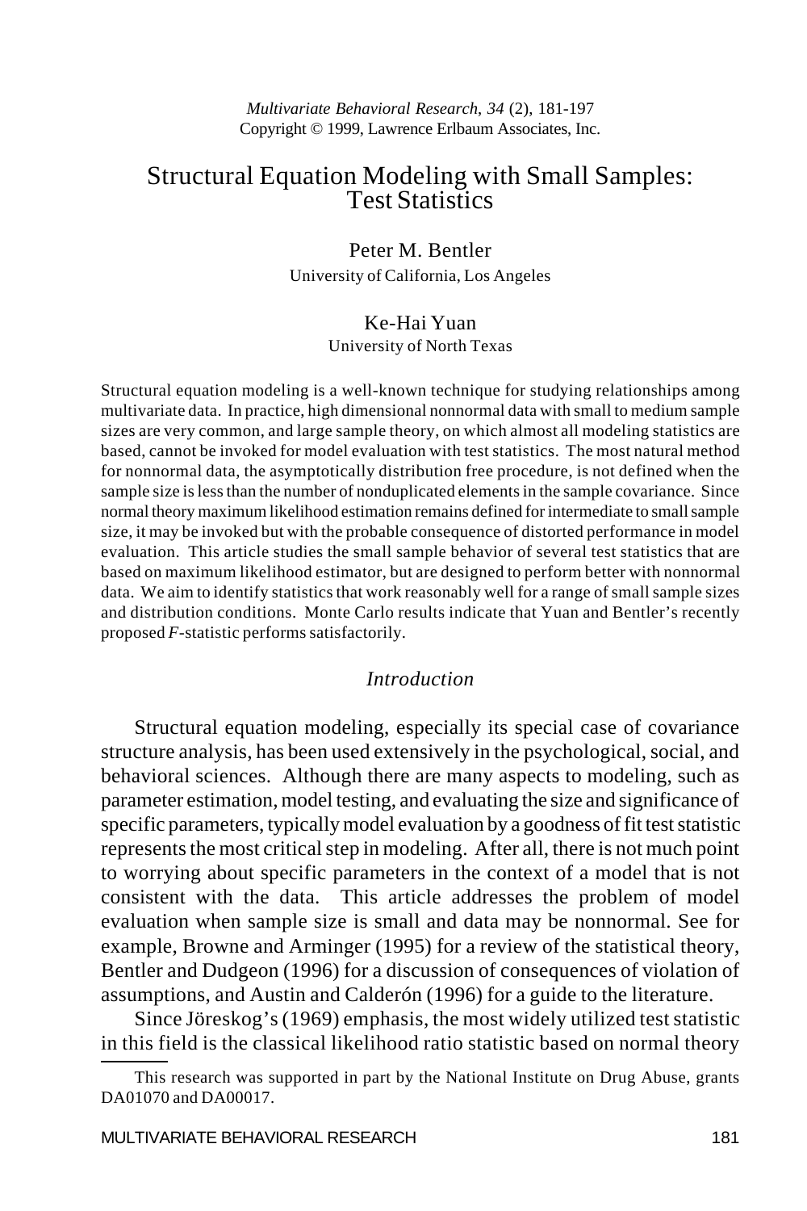# Structural Equation Modeling with Small Samples: Test Statistics

Peter M. Bentler
University of California, Los Angeles

Ke-Hai Yuan
University of North Texas

Structural equation modeling is a well-known technique for studying relationships among multivariate data. In practice, high dimensional nonnormal data with small to medium sample sizes are very common, and large sample theory, on which almost all modeling statistics are based, cannot be invoked for model evaluation with test statistics. The most natural method for nonnormal data, the asymptotically distribution free procedure, is not defined when the sample size is less than the number of nonduplicated elements in the sample covariance. Since normal theory maximum likelihood estimation remains defined for intermediate to small sample size, it may be invoked but with the probable consequence of distorted performance in model evaluation. This article studies the small sample behavior of several test statistics that are based on maximum likelihood estimator, but are designed to perform better with nonnormal data. We aim to identify statistics that work reasonably well for a range of small sample sizes and distribution conditions. Monte Carlo results indicate that Yuan and Bentler's recently proposed *F*-statistic performs satisfactorily.

## *Introduction*

Structural equation modeling, especially its special case of covariance structure analysis, has been used extensively in the psychological, social, and behavioral sciences. Although there are many aspects to modeling, such as parameter estimation, model testing, and evaluating the size and significance of specific parameters, typically model evaluation by a goodness of fit test statistic represents the most critical step in modeling. After all, there is not much point to worrying about specific parameters in the context of a model that is not consistent with the data. This article addresses the problem of model evaluation when sample size is small and data may be nonnormal. See for example, Browne and Arminger (1995) for a review of the statistical theory, Bentler and Dudgeon (1996) for a discussion of consequences of violation of assumptions, and Austin and Calderón (1996) for a guide to the literature.

Since Jöreskog's (1969) emphasis, the most widely utilized test statistic in this field is the classical likelihood ratio statistic based on normal theory

---

This research was supported in part by the National Institute on Drug Abuse, grants DA01070 and DA00017.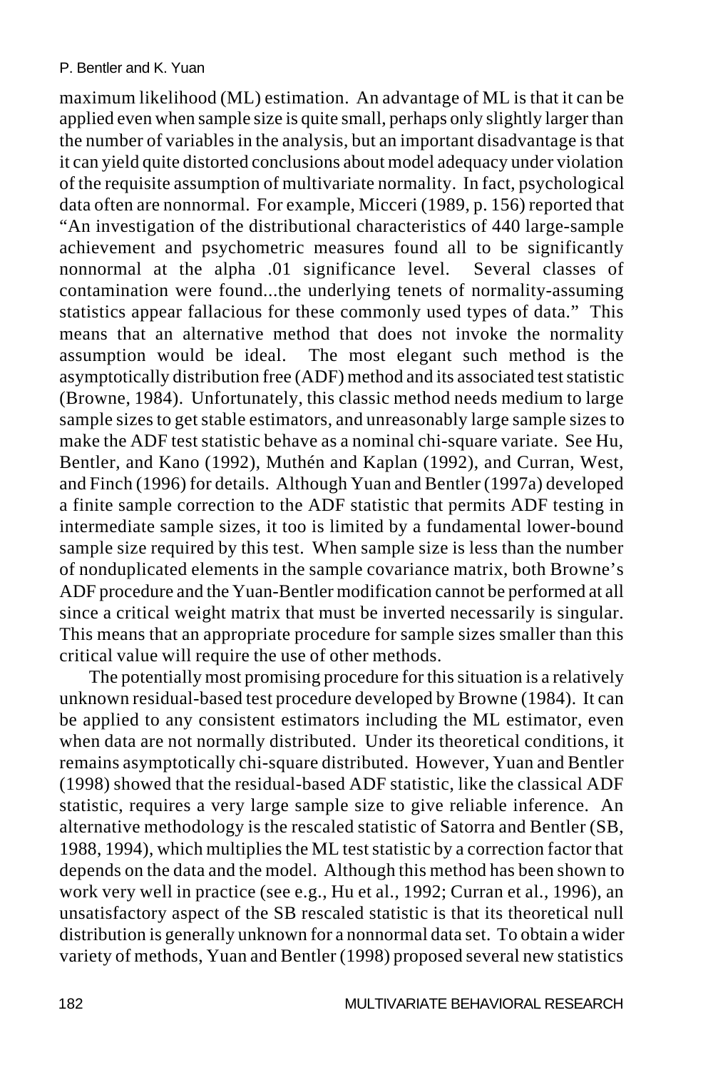maximum likelihood (ML) estimation. An advantage of ML is that it can be applied even when sample size is quite small, perhaps only slightly larger than the number of variables in the analysis, but an important disadvantage is that it can yield quite distorted conclusions about model adequacy under violation of the requisite assumption of multivariate normality. In fact, psychological data often are nonnormal. For example, Micceri (1989, p. 156) reported that "An investigation of the distributional characteristics of 440 large-sample achievement and psychometric measures found all to be significantly nonnormal at the alpha .01 significance level. Several classes of contamination were found...the underlying tenets of normality-assuming statistics appear fallacious for these commonly used types of data." This means that an alternative method that does not invoke the normality assumption would be ideal. The most elegant such method is the asymptotically distribution free (ADF) method and its associated test statistic (Browne, 1984). Unfortunately, this classic method needs medium to large sample sizes to get stable estimators, and unreasonably large sample sizes to make the ADF test statistic behave as a nominal chi-square variate. See Hu, Bentler, and Kano (1992), Muthén and Kaplan (1992), and Curran, West, and Finch (1996) for details. Although Yuan and Bentler (1997a) developed a finite sample correction to the ADF statistic that permits ADF testing in intermediate sample sizes, it too is limited by a fundamental lower-bound sample size required by this test. When sample size is less than the number of nonduplicated elements in the sample covariance matrix, both Browne's ADF procedure and the Yuan-Bentler modification cannot be performed at all since a critical weight matrix that must be inverted necessarily is singular. This means that an appropriate procedure for sample sizes smaller than this critical value will require the use of other methods.

The potentially most promising procedure for this situation is a relatively unknown residual-based test procedure developed by Browne (1984). It can be applied to any consistent estimators including the ML estimator, even when data are not normally distributed. Under its theoretical conditions, it remains asymptotically chi-square distributed. However, Yuan and Bentler (1998) showed that the residual-based ADF statistic, like the classical ADF statistic, requires a very large sample size to give reliable inference. An alternative methodology is the rescaled statistic of Satorra and Bentler (SB, 1988, 1994), which multiplies the ML test statistic by a correction factor that depends on the data and the model. Although this method has been shown to work very well in practice (see e.g., Hu et al., 1992; Curran et al., 1996), an unsatisfactory aspect of the SB rescaled statistic is that its theoretical null distribution is generally unknown for a nonnormal data set. To obtain a wider variety of methods, Yuan and Bentler (1998) proposed several new statistics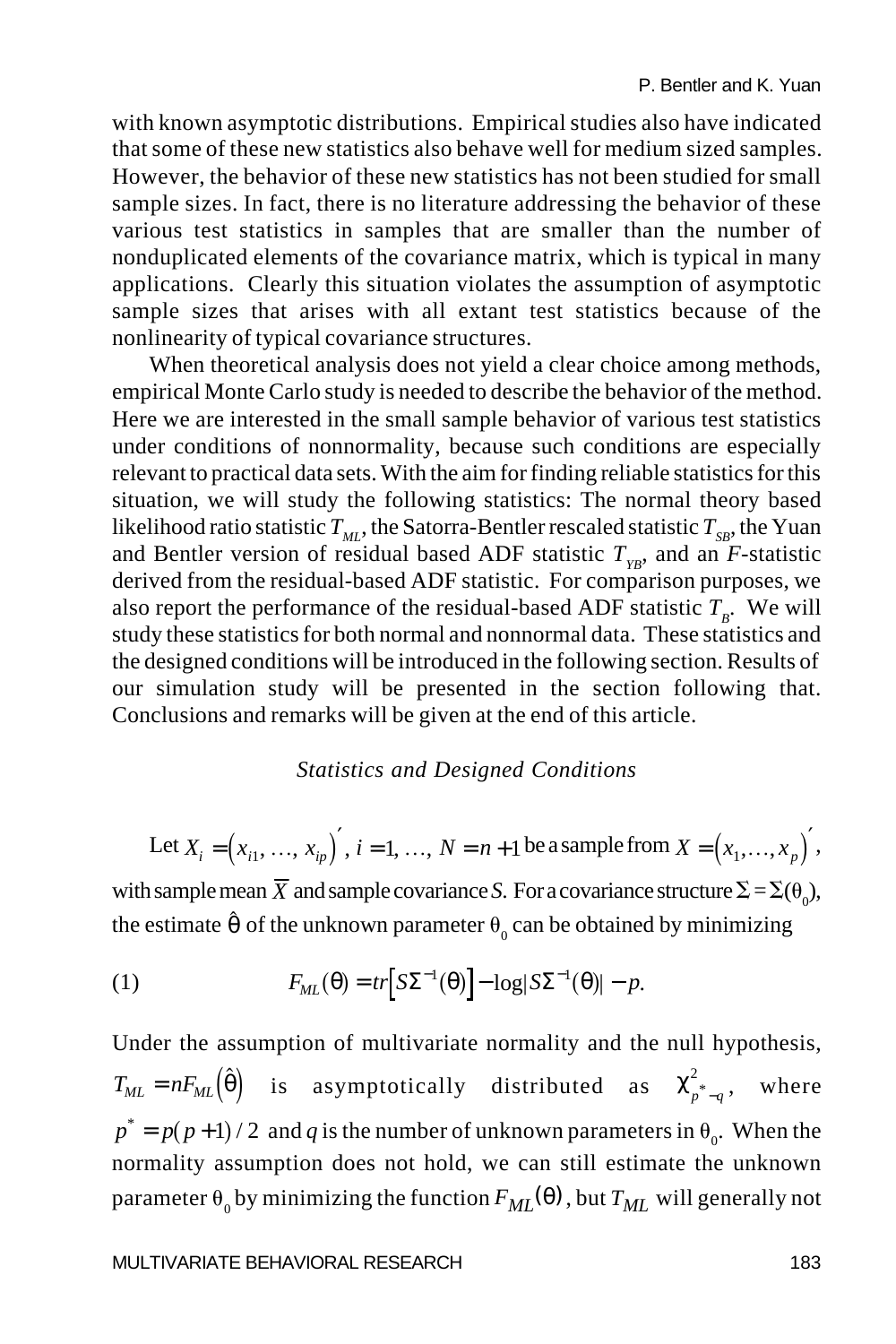with known asymptotic distributions. Empirical studies also have indicated that some of these new statistics also behave well for medium sized samples. However, the behavior of these new statistics has not been studied for small sample sizes. In fact, there is no literature addressing the behavior of these various test statistics in samples that are smaller than the number of nonduplicated elements of the covariance matrix, which is typical in many applications. Clearly this situation violates the assumption of asymptotic sample sizes that arises with all extant test statistics because of the nonlinearity of typical covariance structures.

When theoretical analysis does not yield a clear choice among methods, empirical Monte Carlo study is needed to describe the behavior of the method. Here we are interested in the small sample behavior of various test statistics under conditions of nonnormality, because such conditions are especially relevant to practical data sets. With the aim for finding reliable statistics for this situation, we will study the following statistics: The normal theory based likelihood ratio statistic $T_{ML}$, the Satorra-Bentler rescaled statistic $T_{SB}$, the Yuan and Bentler version of residual based ADF statistic $T_{YB}$, and an $F$-statistic derived from the residual-based ADF statistic. For comparison purposes, we also report the performance of the residual-based ADF statistic $T_B$. We will study these statistics for both normal and nonnormal data. These statistics and the designed conditions will be introduced in the following section. Results of our simulation study will be presented in the section following that. Conclusions and remarks will be given at the end of this article.

## *Statistics and Designed Conditions*

Let $X_i = \left(x_{i1}, \ldots, x_{ip}\right)'$, $i = 1, \ldots, N = n + 1$ be a sample from $X = \left(x_1, \ldots, x_p\right)'$, with sample mean $\overline{X}$ and sample covariance $S$. For a covariance structure $\Sigma = \Sigma(\theta_0)$, the estimate $\hat{\theta}$ of the unknown parameter $\theta_0$ can be obtained by minimizing

$$F_{ML}(\theta) = tr\left[S\Sigma^{-1}(\theta)\right] - \log|S\Sigma^{-1}(\theta)| - p. \tag{1}$$

Under the assumption of multivariate normality and the null hypothesis, $T_{ML} = nF_{ML}\left(\hat{\theta}\right)$ is asymptotically distributed as $\chi^2_{p^*-q}$, where $p^* = p(p+1)/2$ and $q$ is the number of unknown parameters in $\theta_0$. When the normality assumption does not hold, we can still estimate the unknown parameter $\theta_0$ by minimizing the function $F_{ML}(\theta)$, but $T_{ML}$ will generally not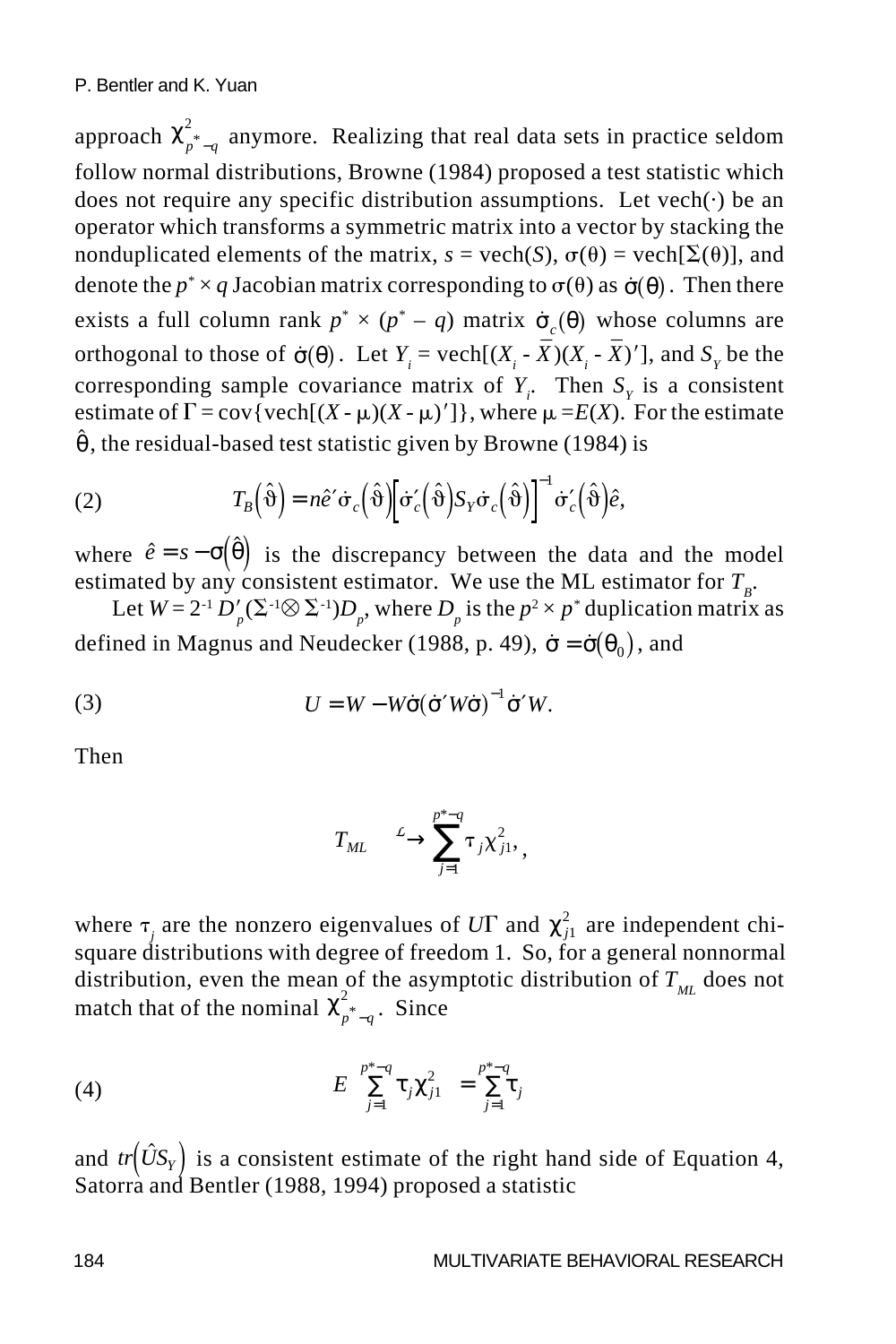approach $\chi^2_{p^*-q}$ anymore. Realizing that real data sets in practice seldom follow normal distributions, Browne (1984) proposed a test statistic which does not require any specific distribution assumptions. Let vech(·) be an operator which transforms a symmetric matrix into a vector by stacking the nonduplicated elements of the matrix, $s = \text{vech}(S)$, $\sigma(\theta) = \text{vech}[\Sigma(\theta)]$, and denote the $p^* \times q$ Jacobian matrix corresponding to $\sigma(\theta)$ as $\dot{\sigma}(\theta)$. Then there exists a full column rank $p^* \times (p^* - q)$ matrix $\dot{\sigma}_c(\theta)$ whose columns are orthogonal to those of $\dot{\sigma}(\theta)$. Let $Y_i = \text{vech}[(X_i - \bar{X})(X_i - \bar{X})']$, and $S_Y$ be the corresponding sample covariance matrix of $Y_i$. Then $S_Y$ is a consistent estimate of $\Gamma = \text{cov}\{\text{vech}[(X - \mu)(X - \mu)']\}$, where $\mu = E(X)$. For the estimate $\hat{\theta}$, the residual-based test statistic given by Browne (1984) is

$$T_B\left(\hat{\vartheta}\right) = n\hat{e}'\dot{\sigma}_c\left(\hat{\vartheta}\right)\left[\dot{\sigma}_c'\left(\hat{\vartheta}\right)S_Y\dot{\sigma}_c\left(\hat{\vartheta}\right)\right]^{-1}\dot{\sigma}_c'\left(\hat{\vartheta}\right)\hat{e}, \tag{2}$$

where $\hat{e} = s - \sigma\left(\hat{\theta}\right)$ is the discrepancy between the data and the model estimated by any consistent estimator. We use the ML estimator for $T_B$.

Let $W = 2^{-1} D_p'(\Sigma^{-1} \otimes \Sigma^{-1})D_p$, where $D_p$ is the $p^2 \times p^*$ duplication matrix as defined in Magnus and Neudecker (1988, p. 49), $\dot{\sigma} = \dot{\sigma}(\theta_0)$, and

$$U = W - W\dot{\sigma}(\dot{\sigma}'W\dot{\sigma})^{-1}\dot{\sigma}'W. \tag{3}$$

Then

$$T_{ML} \xrightarrow{\mathcal{L}} \sum_{j=1}^{p^*-q} \tau_j \chi^2_{j1},$$

where $\tau_j$ are the nonzero eigenvalues of $U\Gamma$ and $\chi^2_{j1}$ are independent chi-square distributions with degree of freedom 1. So, for a general nonnormal distribution, even the mean of the asymptotic distribution of $T_{ML}$ does not match that of the nominal $\chi^2_{p^*-q}$. Since

$$E\left(\sum_{j=1}^{p^*-q} \tau_j \chi^2_{j1}\right) = \sum_{j=1}^{p^*-q} \tau_j \tag{4}$$

and $tr\left(\hat{U}S_Y\right)$ is a consistent estimate of the right hand side of Equation 4, Satorra and Bentler (1988, 1994) proposed a statistic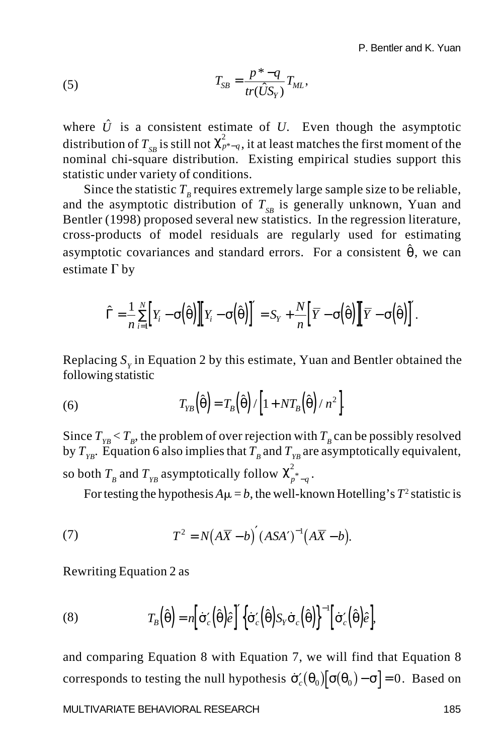$$T_{SB} = \frac{p^* - q}{tr(\hat{U}S_Y)} T_{ML}, \tag{5}$$

where $\hat{U}$ is a consistent estimate of $U$. Even though the asymptotic distribution of $T_{SB}$ is still not $\chi^2_{p^*-q}$, it at least matches the first moment of the nominal chi-square distribution. Existing empirical studies support this statistic under variety of conditions.

Since the statistic $T_B$ requires extremely large sample size to be reliable, and the asymptotic distribution of $T_{SB}$ is generally unknown, Yuan and Bentler (1998) proposed several new statistics. In the regression literature, cross-products of model residuals are regularly used for estimating asymptotic covariances and standard errors. For a consistent $\hat{\theta}$, we can estimate $\Gamma$ by

$$\hat{\Gamma} = \frac{1}{n}\sum_{i=1}^{N}\left[Y_i - \sigma\left(\hat{\theta}\right)\right]\left[Y_i - \sigma\left(\hat{\theta}\right)\right]' = S_Y + \frac{N}{n}\left[\bar{Y} - \sigma\left(\hat{\theta}\right)\right]\left[\bar{Y} - \sigma\left(\hat{\theta}\right)\right]'.$$

Replacing $S_Y$ in Equation 2 by this estimate, Yuan and Bentler obtained the following statistic

$$T_{YB}\left(\hat{\theta}\right) = T_B\left(\hat{\theta}\right) / \left[1 + NT_B\left(\hat{\theta}\right)/n^2\right]. \tag{6}$$

Since $T_{YB} < T_B$, the problem of over rejection with $T_B$ can be possibly resolved by $T_{YB}$. Equation 6 also implies that $T_B$ and $T_{YB}$ are asymptotically equivalent, so both $T_B$ and $T_{YB}$ asymptotically follow $\chi^2_{p^*-q}$.

For testing the hypothesis $A\mu = b$, the well-known Hotelling's $T^2$ statistic is

$$T^2 = N\left(A\bar{X} - b\right)'\left(ASA'\right)^{-1}\left(A\bar{X} - b\right). \tag{7}$$

Rewriting Equation 2 as

$$T_B\left(\hat{\theta}\right) = n\left[\dot{\sigma}_c'\left(\hat{\theta}\right)\hat{e}\right]'\left\{\dot{\sigma}_c'\left(\hat{\theta}\right)S_Y\dot{\sigma}_c\left(\hat{\theta}\right)\right\}^{-1}\left[\dot{\sigma}_c'\left(\hat{\theta}\right)\hat{e}\right], \tag{8}$$

and comparing Equation 8 with Equation 7, we will find that Equation 8 corresponds to testing the null hypothesis $\dot{\sigma}_c'(\theta_0)\left[\sigma(\theta_0) - \sigma\right] = 0$. Based on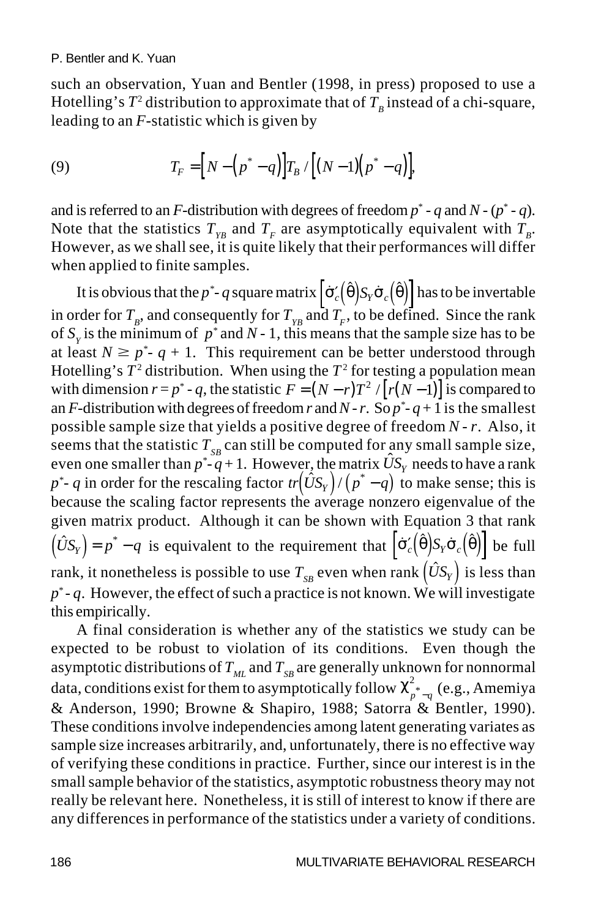such an observation, Yuan and Bentler (1998, in press) proposed to use a Hotelling's $T^2$ distribution to approximate that of $T_B$ instead of a chi-square, leading to an $F$-statistic which is given by

$$T_F = \left[N - \left(p^* - q\right)\right] T_B / \left[(N - 1)\left(p^* - q\right)\right], \tag{9}$$

and is referred to an $F$-distribution with degrees of freedom $p^*$ - $q$ and $N$ - ($p^*$ - $q$). Note that the statistics $T_{YB}$ and $T_F$ are asymptotically equivalent with $T_B$. However, as we shall see, it is quite likely that their performances will differ when applied to finite samples.

It is obvious that the $p^*$- $q$ square matrix $\left[\dot{\sigma}_c'\left(\hat{\theta}\right) S_Y \dot{\sigma}_c\left(\hat{\theta}\right)\right]$ has to be invertable in order for $T_B$, and consequently for $T_{YB}$ and $T_F$, to be defined. Since the rank of $S_Y$ is the minimum of $p^*$ and $N$ - 1, this means that the sample size has to be at least $N \geq p^*$- $q$ + 1. This requirement can be better understood through Hotelling's $T^2$ distribution. When using the $T^2$ for testing a population mean with dimension $r = p^*$ - $q$, the statistic $F = (N - r)T^2 / \left[r(N - 1)\right]$ is compared to an $F$-distribution with degrees of freedom $r$ and $N$ - $r$. So $p^*$- $q$ + 1 is the smallest possible sample size that yields a positive degree of freedom $N$ - $r$. Also, it seems that the statistic $T_{SB}$ can still be computed for any small sample size, even one smaller than $p^*$- $q$ + 1. However, the matrix $\hat{U}S_Y$ needs to have a rank $p^*$- $q$ in order for the rescaling factor $tr\left(\hat{U}S_Y\right) / \left(p^* - q\right)$ to make sense; this is because the scaling factor represents the average nonzero eigenvalue of the given matrix product. Although it can be shown with Equation 3 that rank $\left(\hat{U}S_Y\right) = p^* - q$ is equivalent to the requirement that $\left[\dot{\sigma}_c'\left(\hat{\theta}\right) S_Y \dot{\sigma}_c\left(\hat{\theta}\right)\right]$ be full rank, it nonetheless is possible to use $T_{SB}$ even when rank $\left(\hat{U}S_Y\right)$ is less than $p^*$ - $q$. However, the effect of such a practice is not known. We will investigate this empirically.

A final consideration is whether any of the statistics we study can be expected to be robust to violation of its conditions. Even though the asymptotic distributions of $T_{ML}$ and $T_{SB}$ are generally unknown for nonnormal data, conditions exist for them to asymptotically follow $\chi^2_{p^* - q}$ (e.g., Amemiya & Anderson, 1990; Browne & Shapiro, 1988; Satorra & Bentler, 1990). These conditions involve independencies among latent generating variates as sample size increases arbitrarily, and, unfortunately, there is no effective way of verifying these conditions in practice. Further, since our interest is in the small sample behavior of the statistics, asymptotic robustness theory may not really be relevant here. Nonetheless, it is still of interest to know if there are any differences in performance of the statistics under a variety of conditions.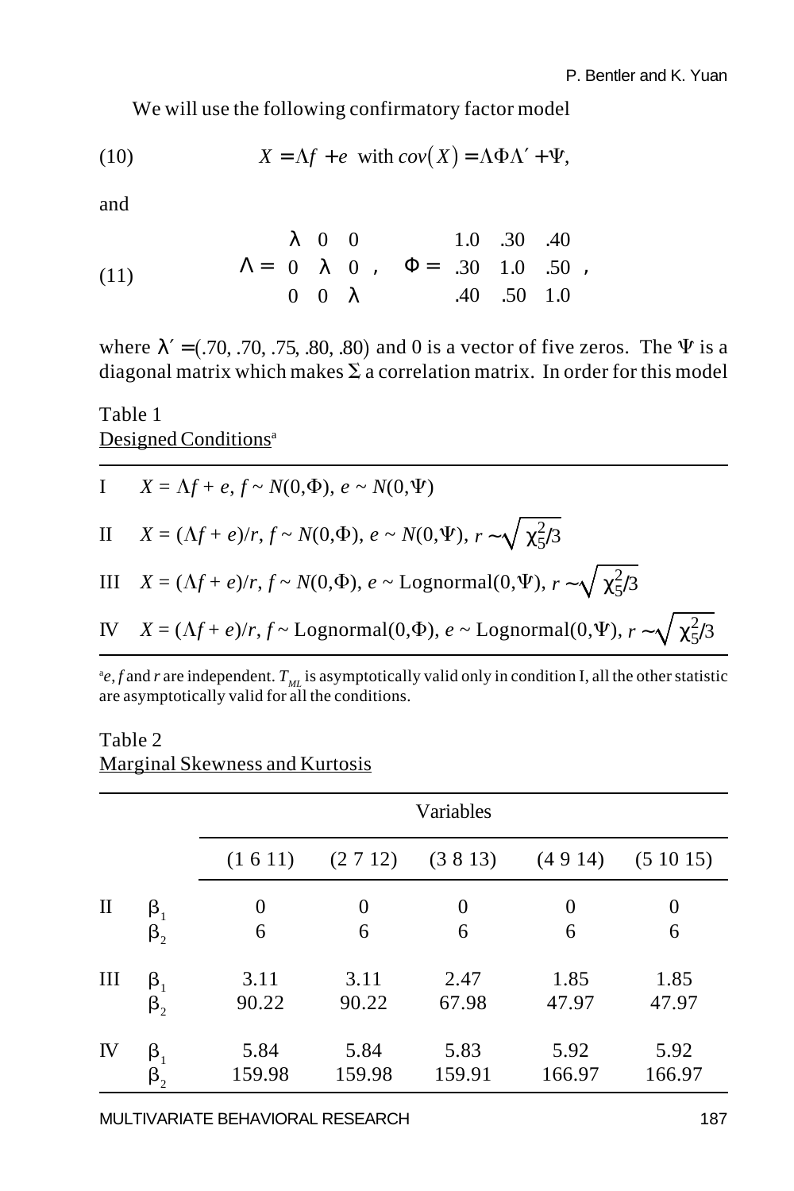We will use the following confirmatory factor model

$$X = \Lambda f + e \ \text{ with } cov(X) = \Lambda\Phi\Lambda' + \Psi, \tag{10}$$

and

$$\Lambda = \begin{pmatrix} \lambda & 0 & 0 \\ 0 & \lambda & 0 \\ 0 & 0 & \lambda \end{pmatrix}, \quad \Phi = \begin{pmatrix} 1.0 & .30 & .40 \\ .30 & 1.0 & .50 \\ .40 & .50 & 1.0 \end{pmatrix}, \tag{11}$$

where $\lambda' = (.70, .70, .75, .80, .80)$ and 0 is a vector of five zeros. The $\Psi$ is a diagonal matrix which makes $\Sigma$ a correlation matrix. In order for this model

Table 1
Designed Conditions[a]

| | |
|---|---|
| I | $X = \Lambda f + e,\ f \sim N(0,\Phi),\ e \sim N(0,\Psi)$ |
| II | $X = (\Lambda f + e)/r,\ f \sim N(0,\Phi),\ e \sim N(0,\Psi),\ r \sim \sqrt{\chi^2_5/3}$ |
| III | $X = (\Lambda f + e)/r,\ f \sim N(0,\Phi),\ e \sim \text{Lognormal}(0,\Psi),\ r \sim \sqrt{\chi^2_5/3}$ |
| IV | $X = (\Lambda f + e)/r,\ f \sim \text{Lognormal}(0,\Phi),\ e \sim \text{Lognormal}(0,\Psi),\ r \sim \sqrt{\chi^2_5/3}$ |

[a] $e$, $f$ and $r$ are independent. $T_{ML}$ is asymptotically valid only in condition I, all the other statistic are asymptotically valid for all the conditions.

Table 2
Marginal Skewness and Kurtosis

| | | Variables | | | | |
|---|---|---|---|---|---|---|
| | | (1 6 11) | (2 7 12) | (3 8 13) | (4 9 14) | (5 10 15) |
| II | $\beta_1$ | 0 | 0 | 0 | 0 | 0 |
| | $\beta_2$ | 6 | 6 | 6 | 6 | 6 |
| III | $\beta_1$ | 3.11 | 3.11 | 2.47 | 1.85 | 1.85 |
| | $\beta_2$ | 90.22 | 90.22 | 67.98 | 47.97 | 47.97 |
| IV | $\beta_1$ | 5.84 | 5.84 | 5.83 | 5.92 | 5.92 |
| | $\beta_2$ | 159.98 | 159.98 | 159.91 | 166.97 | 166.97 |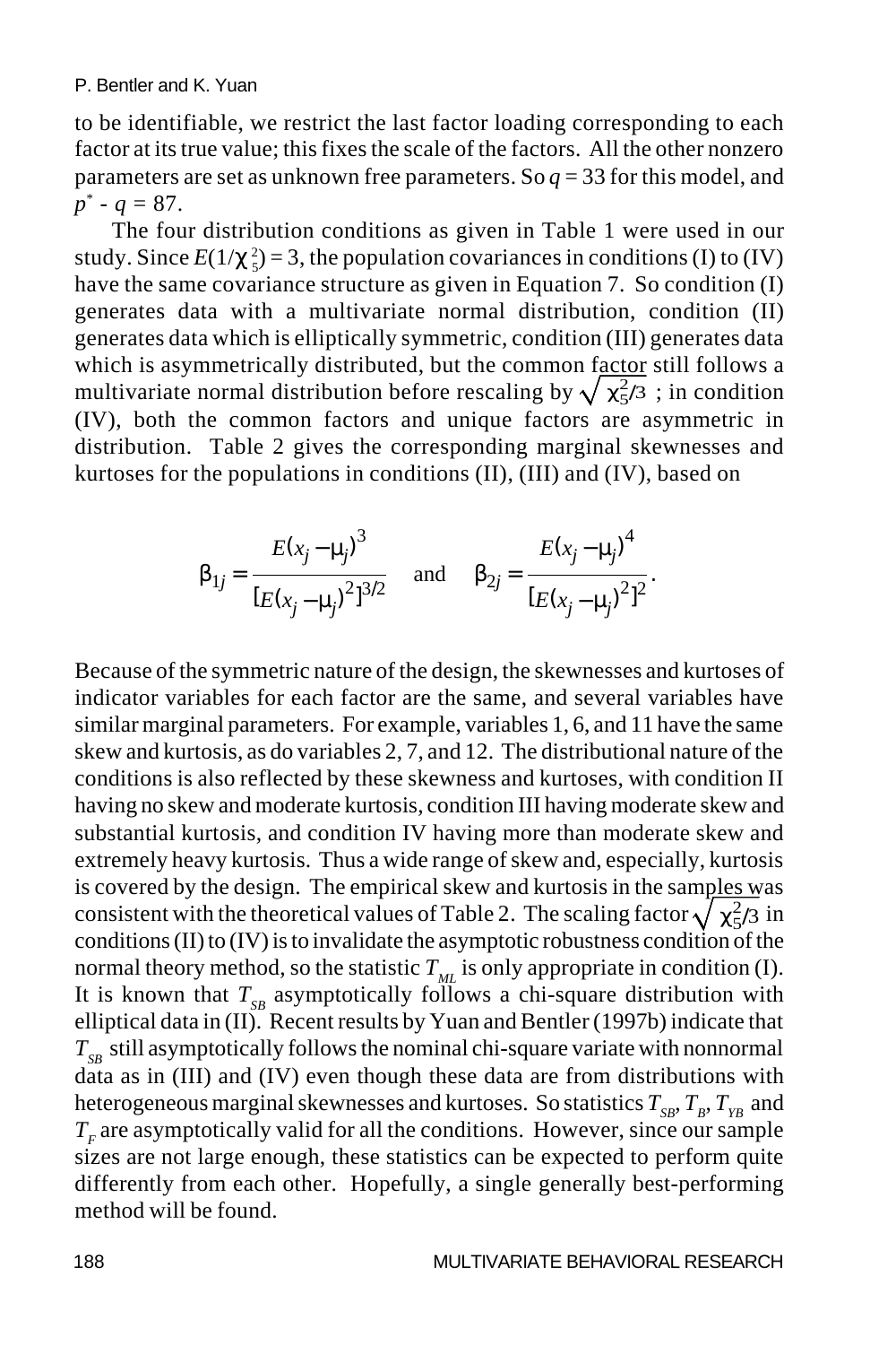to be identifiable, we restrict the last factor loading corresponding to each factor at its true value; this fixes the scale of the factors. All the other nonzero parameters are set as unknown free parameters. So $q = 33$ for this model, and $p^* - q = 87$.

The four distribution conditions as given in Table 1 were used in our study. Since $E(1/\chi_5^2) = 3$, the population covariances in conditions (I) to (IV) have the same covariance structure as given in Equation 7. So condition (I) generates data with a multivariate normal distribution, condition (II) generates data which is elliptically symmetric, condition (III) generates data which is asymmetrically distributed, but the common factor still follows a multivariate normal distribution before rescaling by $\sqrt{\chi_5^2/3}$ ; in condition (IV), both the common factors and unique factors are asymmetric in distribution. Table 2 gives the corresponding marginal skewnesses and kurtoses for the populations in conditions (II), (III) and (IV), based on

$$\beta_{1j} = \frac{E(x_j - \mu_j)^3}{[E(x_j - \mu_j)^2]^{3/2}} \quad \text{and} \quad \beta_{2j} = \frac{E(x_j - \mu_j)^4}{[E(x_j - \mu_j)^2]^2}.$$

Because of the symmetric nature of the design, the skewnesses and kurtoses of indicator variables for each factor are the same, and several variables have similar marginal parameters. For example, variables 1, 6, and 11 have the same skew and kurtosis, as do variables 2, 7, and 12. The distributional nature of the conditions is also reflected by these skewness and kurtoses, with condition II having no skew and moderate kurtosis, condition III having moderate skew and substantial kurtosis, and condition IV having more than moderate skew and extremely heavy kurtosis. Thus a wide range of skew and, especially, kurtosis is covered by the design. The empirical skew and kurtosis in the samples was consistent with the theoretical values of Table 2. The scaling factor $\sqrt{\chi_5^2/3}$ in conditions (II) to (IV) is to invalidate the asymptotic robustness condition of the normal theory method, so the statistic $T_{ML}$ is only appropriate in condition (I). It is known that $T_{SB}$ asymptotically follows a chi-square distribution with elliptical data in (II). Recent results by Yuan and Bentler (1997b) indicate that $T_{SB}$ still asymptotically follows the nominal chi-square variate with nonnormal data as in (III) and (IV) even though these data are from distributions with heterogeneous marginal skewnesses and kurtoses. So statistics $T_{SB}$, $T_B$, $T_{YB}$ and $T_F$ are asymptotically valid for all the conditions. However, since our sample sizes are not large enough, these statistics can be expected to perform quite differently from each other. Hopefully, a single generally best-performing method will be found.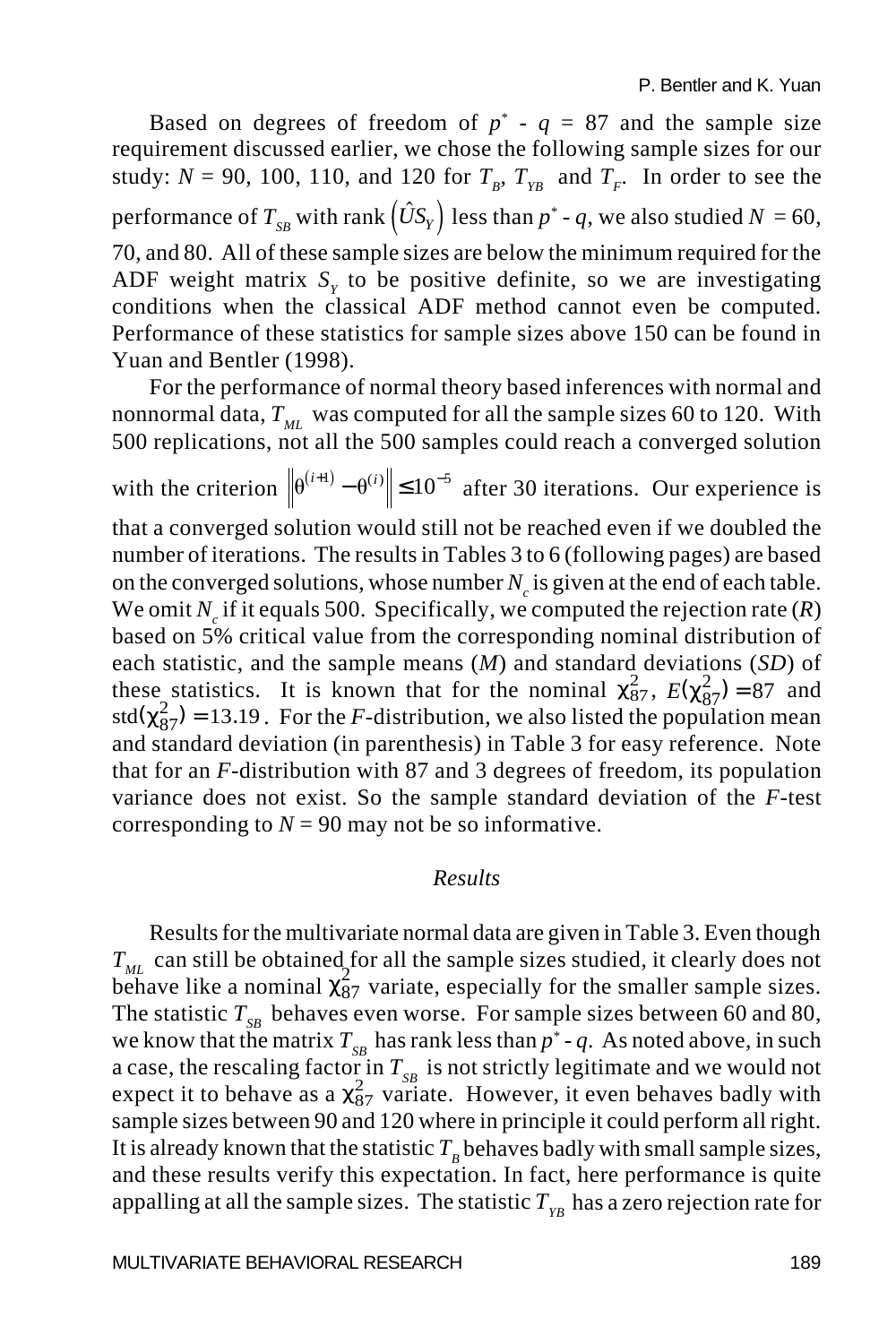Based on degrees of freedom of $p^* - q = 87$ and the sample size requirement discussed earlier, we chose the following sample sizes for our study: $N = 90$, 100, 110, and 120 for $T_B$, $T_{YB}$ and $T_F$. In order to see the performance of $T_{SB}$ with rank $\left(\hat{U}S_Y\right)$ less than $p^* - q$, we also studied $N = 60$, 70, and 80. All of these sample sizes are below the minimum required for the ADF weight matrix $S_Y$ to be positive definite, so we are investigating conditions when the classical ADF method cannot even be computed. Performance of these statistics for sample sizes above 150 can be found in Yuan and Bentler (1998).

For the performance of normal theory based inferences with normal and nonnormal data, $T_{ML}$ was computed for all the sample sizes 60 to 120. With 500 replications, not all the 500 samples could reach a converged solution with the criterion $\left\|\theta^{(i+1)} - \theta^{(i)}\right\| \le 10^{-5}$ after 30 iterations. Our experience is that a converged solution would still not be reached even if we doubled the number of iterations. The results in Tables 3 to 6 (following pages) are based on the converged solutions, whose number $N_c$ is given at the end of each table. We omit $N_c$ if it equals 500. Specifically, we computed the rejection rate ($R$) based on 5% critical value from the corresponding nominal distribution of each statistic, and the sample means ($M$) and standard deviations ($SD$) of these statistics. It is known that for the nominal $\chi^2_{87}$, $E(\chi^2_{87}) = 87$ and $\text{std}(\chi^2_{87}) = 13.19$. For the $F$-distribution, we also listed the population mean and standard deviation (in parenthesis) in Table 3 for easy reference. Note that for an $F$-distribution with 87 and 3 degrees of freedom, its population variance does not exist. So the sample standard deviation of the $F$-test corresponding to $N = 90$ may not be so informative.

## *Results*

Results for the multivariate normal data are given in Table 3. Even though $T_{ML}$ can still be obtained for all the sample sizes studied, it clearly does not behave like a nominal $\chi^2_{87}$ variate, especially for the smaller sample sizes. The statistic $T_{SB}$ behaves even worse. For sample sizes between 60 and 80, we know that the matrix $T_{SB}$ has rank less than $p^* - q$. As noted above, in such a case, the rescaling factor in $T_{SB}$ is not strictly legitimate and we would not expect it to behave as a $\chi^2_{87}$ variate. However, it even behaves badly with sample sizes between 90 and 120 where in principle it could perform all right. It is already known that the statistic $T_B$ behaves badly with small sample sizes, and these results verify this expectation. In fact, here performance is quite appalling at all the sample sizes. The statistic $T_{YB}$ has a zero rejection rate for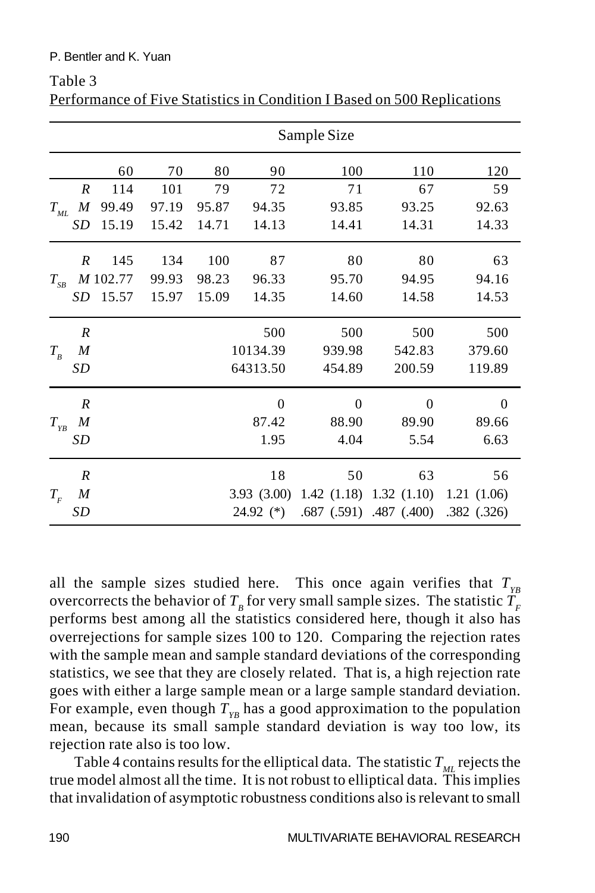Table 3
Performance of Five Statistics in Condition I Based on 500 Replications

| | | Sample Size | | | | | | |
|---|---|---|---|---|---|---|---|---|
| | | 60 | 70 | 80 | 90 | 100 | 110 | 120 |
| $T_{ML}$ | $R$ | 114 | 101 | 79 | 72 | 71 | 67 | 59 |
| | $M$ | 99.49 | 97.19 | 95.87 | 94.35 | 93.85 | 93.25 | 92.63 |
| | $SD$ | 15.19 | 15.42 | 14.71 | 14.13 | 14.41 | 14.31 | 14.33 |
| $T_{SB}$ | $R$ | 145 | 134 | 100 | 87 | 80 | 80 | 63 |
| | $M$ | 102.77 | 99.93 | 98.23 | 96.33 | 95.70 | 94.95 | 94.16 |
| | $SD$ | 15.57 | 15.97 | 15.09 | 14.35 | 14.60 | 14.58 | 14.53 |
| $T_{B}$ | $R$ | | | | 500 | 500 | 500 | 500 |
| | $M$ | | | | 10134.39 | 939.98 | 542.83 | 379.60 |
| | $SD$ | | | | 64313.50 | 454.89 | 200.59 | 119.89 |
| $T_{YB}$ | $R$ | | | | 0 | 0 | 0 | 0 |
| | $M$ | | | | 87.42 | 88.90 | 89.90 | 89.66 |
| | $SD$ | | | | 1.95 | 4.04 | 5.54 | 6.63 |
| $T_{F}$ | $R$ | | | | 18 | 50 | 63 | 56 |
| | $M$ | | | | 3.93 (3.00) | 1.42 (1.18) | 1.32 (1.10) | 1.21 (1.06) |
| | $SD$ | | | | 24.92 (*) | .687 (.591) | .487 (.400) | .382 (.326) |

all the sample sizes studied here. This once again verifies that $T_{YB}$ overcorrects the behavior of $T_B$ for very small sample sizes. The statistic $T_F$ performs best among all the statistics considered here, though it also has overrejections for sample sizes 100 to 120. Comparing the rejection rates with the sample mean and sample standard deviations of the corresponding statistics, we see that they are closely related. That is, a high rejection rate goes with either a large sample mean or a large sample standard deviation. For example, even though $T_{YB}$ has a good approximation to the population mean, because its small sample standard deviation is way too low, its rejection rate also is too low.

Table 4 contains results for the elliptical data. The statistic $T_{ML}$ rejects the true model almost all the time. It is not robust to elliptical data. This implies that invalidation of asymptotic robustness conditions also is relevant to small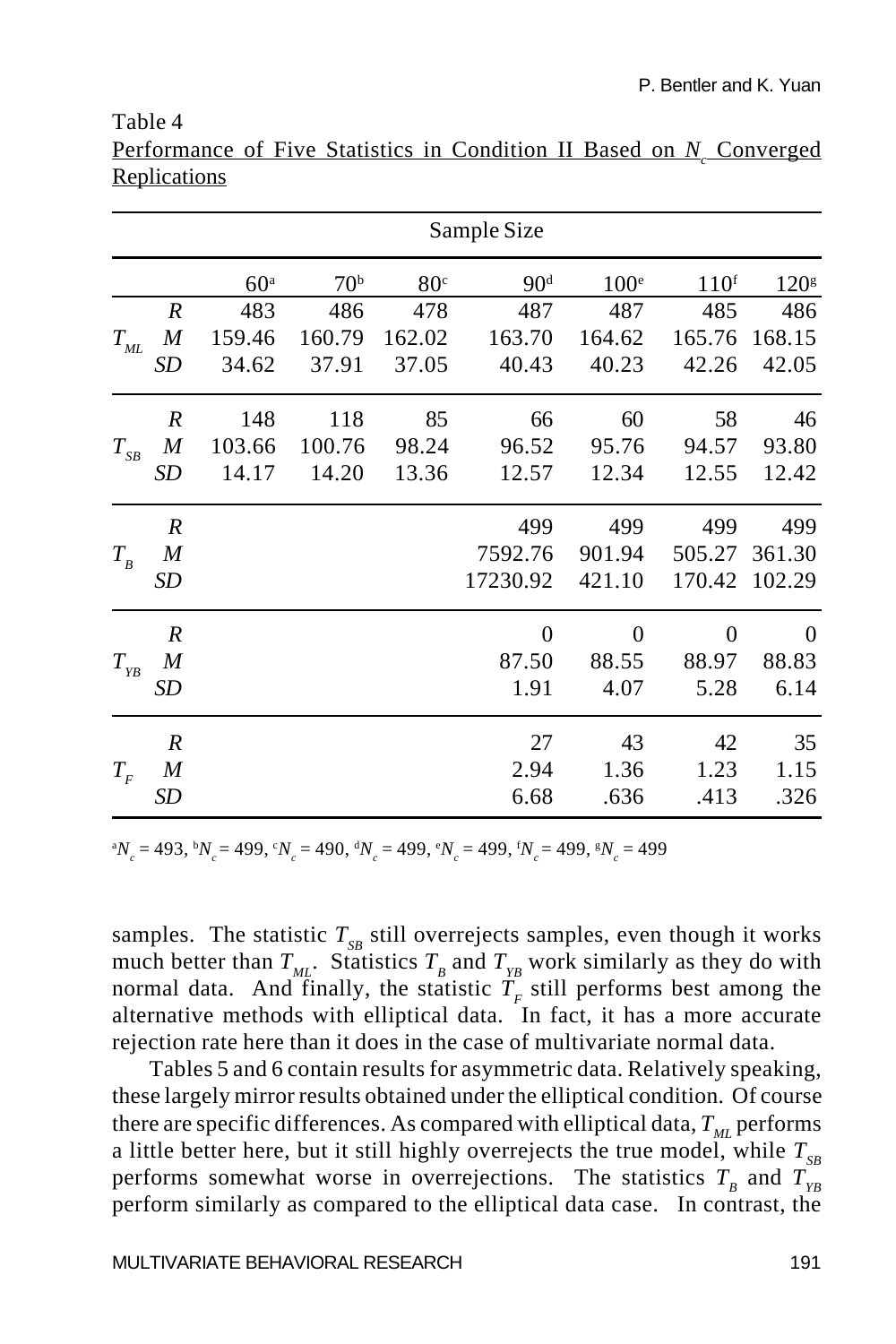Table 4
Performance of Five Statistics in Condition II Based on $N_c$ Converged Replications

| | | Sample Size | | | | | | |
|---|---|---|---|---|---|---|---|---|
| | | 60[a] | 70[b] | 80[c] | 90[d] | 100[e] | 110[f] | 120[g] |
| $T_{ML}$ | *R* | 483 | 486 | 478 | 487 | 487 | 485 | 486 |
| | *M* | 159.46 | 160.79 | 162.02 | 163.70 | 164.62 | 165.76 | 168.15 |
| | *SD* | 34.62 | 37.91 | 37.05 | 40.43 | 40.23 | 42.26 | 42.05 |
| $T_{SB}$ | *R* | 148 | 118 | 85 | 66 | 60 | 58 | 46 |
| | *M* | 103.66 | 100.76 | 98.24 | 96.52 | 95.76 | 94.57 | 93.80 |
| | *SD* | 14.17 | 14.20 | 13.36 | 12.57 | 12.34 | 12.55 | 12.42 |
| $T_B$ | *R* | | | | 499 | 499 | 499 | 499 |
| | *M* | | | | 7592.76 | 901.94 | 505.27 | 361.30 |
| | *SD* | | | | 17230.92 | 421.10 | 170.42 | 102.29 |
| $T_{YB}$ | *R* | | | | 0 | 0 | 0 | 0 |
| | *M* | | | | 87.50 | 88.55 | 88.97 | 88.83 |
| | *SD* | | | | 1.91 | 4.07 | 5.28 | 6.14 |
| $T_F$ | *R* | | | | 27 | 43 | 42 | 35 |
| | *M* | | | | 2.94 | 1.36 | 1.23 | 1.15 |
| | *SD* | | | | 6.68 | .636 | .413 | .326 |

[a]$N_c$ = 493, [b]$N_c$ = 499, [c]$N_c$ = 490, [d]$N_c$ = 499, [e]$N_c$ = 499, [f]$N_c$ = 499, [g]$N_c$ = 499

samples. The statistic $T_{SB}$ still overrejects samples, even though it works much better than $T_{ML}$. Statistics $T_B$ and $T_{YB}$ work similarly as they do with normal data. And finally, the statistic $T_F$ still performs best among the alternative methods with elliptical data. In fact, it has a more accurate rejection rate here than it does in the case of multivariate normal data.

Tables 5 and 6 contain results for asymmetric data. Relatively speaking, these largely mirror results obtained under the elliptical condition. Of course there are specific differences. As compared with elliptical data, $T_{ML}$ performs a little better here, but it still highly overrejects the true model, while $T_{SB}$ performs somewhat worse in overrejections. The statistics $T_B$ and $T_{YB}$ perform similarly as compared to the elliptical data case. In contrast, the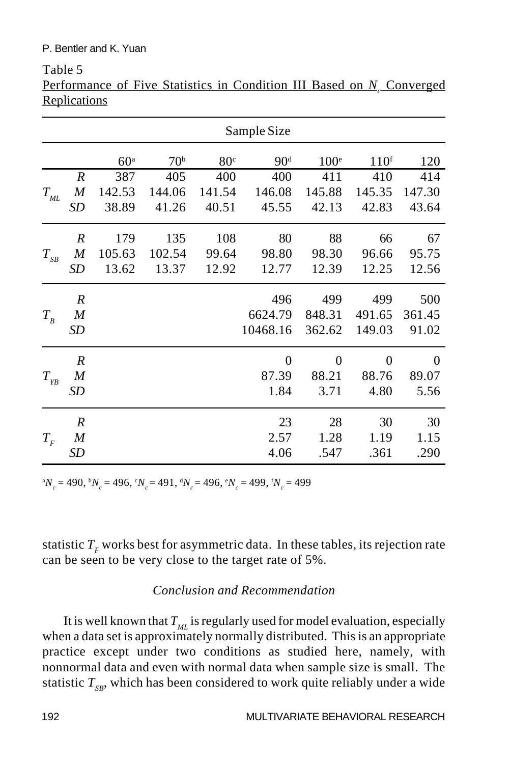Table 5
Performance of Five Statistics in Condition III Based on $N_c$ Converged Replications

| | | Sample Size | | | | | | |
|---|---|---|---|---|---|---|---|---|
| | | 60[a] | 70[b] | 80[c] | 90[d] | 100[e] | 110[f] | 120 |
| $T_{ML}$ | *R* | 387 | 405 | 400 | 400 | 411 | 410 | 414 |
| | *M* | 142.53 | 144.06 | 141.54 | 146.08 | 145.88 | 145.35 | 147.30 |
| | *SD* | 38.89 | 41.26 | 40.51 | 45.55 | 42.13 | 42.83 | 43.64 |
| $T_{SB}$ | *R* | 179 | 135 | 108 | 80 | 88 | 66 | 67 |
| | *M* | 105.63 | 102.54 | 99.64 | 98.80 | 98.30 | 96.66 | 95.75 |
| | *SD* | 13.62 | 13.37 | 12.92 | 12.77 | 12.39 | 12.25 | 12.56 |
| $T_B$ | *R* | | | | 496 | 499 | 499 | 500 |
| | *M* | | | | 6624.79 | 848.31 | 491.65 | 361.45 |
| | *SD* | | | | 10468.16 | 362.62 | 149.03 | 91.02 |
| $T_{YB}$ | *R* | | | | 0 | 0 | 0 | 0 |
| | *M* | | | | 87.39 | 88.21 | 88.76 | 89.07 |
| | *SD* | | | | 1.84 | 3.71 | 4.80 | 5.56 |
| $T_F$ | *R* | | | | 23 | 28 | 30 | 30 |
| | *M* | | | | 2.57 | 1.28 | 1.19 | 1.15 |
| | *SD* | | | | 4.06 | .547 | .361 | .290 |

[a]$N_c$ = 490, [b]$N_c$ = 496, [c]$N_c$ = 491, [d]$N_c$ = 496, [e]$N_c$ = 499, [f]$N_c$ = 499

statistic $T_F$ works best for asymmetric data. In these tables, its rejection rate can be seen to be very close to the target rate of 5%.

### *Conclusion and Recommendation*

It is well known that $T_{ML}$ is regularly used for model evaluation, especially when a data set is approximately normally distributed. This is an appropriate practice except under two conditions as studied here, namely, with nonnormal data and even with normal data when sample size is small. The statistic $T_{SB}$, which has been considered to work quite reliably under a wide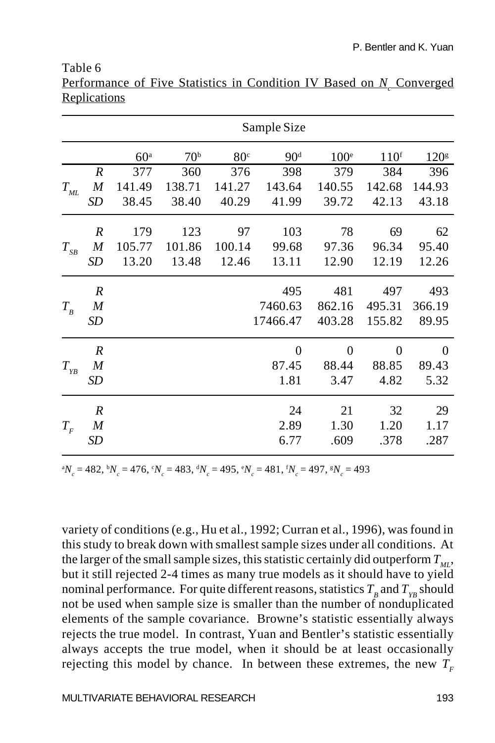Table 6
Performance of Five Statistics in Condition IV Based on $N_c$ Converged Replications

| | | Sample Size | | | | | | |
|---|---|---|---|---|---|---|---|---|
| | | 60[a] | 70[b] | 80[c] | 90[d] | 100[e] | 110[f] | 120[g] |
| $T_{ML}$ | $R$ | 377 | 360 | 376 | 398 | 379 | 384 | 396 |
| | $M$ | 141.49 | 138.71 | 141.27 | 143.64 | 140.55 | 142.68 | 144.93 |
| | $SD$ | 38.45 | 38.40 | 40.29 | 41.99 | 39.72 | 42.13 | 43.18 |
| $T_{SB}$ | $R$ | 179 | 123 | 97 | 103 | 78 | 69 | 62 |
| | $M$ | 105.77 | 101.86 | 100.14 | 99.68 | 97.36 | 96.34 | 95.40 |
| | $SD$ | 13.20 | 13.48 | 12.46 | 13.11 | 12.90 | 12.19 | 12.26 |
| $T_B$ | $R$ | | | | 495 | 481 | 497 | 493 |
| | $M$ | | | | 7460.63 | 862.16 | 495.31 | 366.19 |
| | $SD$ | | | | 17466.47 | 403.28 | 155.82 | 89.95 |
| $T_{YB}$ | $R$ | | | | 0 | 0 | 0 | 0 |
| | $M$ | | | | 87.45 | 88.44 | 88.85 | 89.43 |
| | $SD$ | | | | 1.81 | 3.47 | 4.82 | 5.32 |
| $T_F$ | $R$ | | | | 24 | 21 | 32 | 29 |
| | $M$ | | | | 2.89 | 1.30 | 1.20 | 1.17 |
| | $SD$ | | | | 6.77 | .609 | .378 | .287 |

[a]$N_c$ = 482, [b]$N_c$ = 476, [c]$N_c$ = 483, [d]$N_c$ = 495, [e]$N_c$ = 481, [f]$N_c$ = 497, [g]$N_c$ = 493

variety of conditions (e.g., Hu et al., 1992; Curran et al., 1996), was found in this study to break down with smallest sample sizes under all conditions. At the larger of the small sample sizes, this statistic certainly did outperform $T_{ML}$, but it still rejected 2-4 times as many true models as it should have to yield nominal performance. For quite different reasons, statistics $T_B$ and $T_{YB}$ should not be used when sample size is smaller than the number of nonduplicated elements of the sample covariance. Browne's statistic essentially always rejects the true model. In contrast, Yuan and Bentler's statistic essentially always accepts the true model, when it should be at least occasionally rejecting this model by chance. In between these extremes, the new $T_F$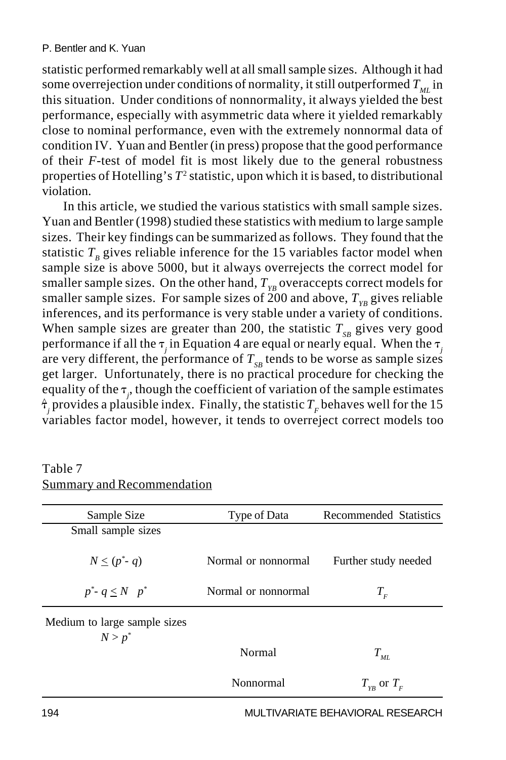statistic performed remarkably well at all small sample sizes. Although it had some overrejection under conditions of normality, it still outperformed $T_{ML}$ in this situation. Under conditions of nonnormality, it always yielded the best performance, especially with asymmetric data where it yielded remarkably close to nominal performance, even with the extremely nonnormal data of condition IV. Yuan and Bentler (in press) propose that the good performance of their *F*-test of model fit is most likely due to the general robustness properties of Hotelling's $T^2$ statistic, upon which it is based, to distributional violation.

In this article, we studied the various statistics with small sample sizes. Yuan and Bentler (1998) studied these statistics with medium to large sample sizes. Their key findings can be summarized as follows. They found that the statistic $T_B$ gives reliable inference for the 15 variables factor model when sample size is above 5000, but it always overrejects the correct model for smaller sample sizes. On the other hand, $T_{YB}$ overaccepts correct models for smaller sample sizes. For sample sizes of 200 and above, $T_{YB}$ gives reliable inferences, and its performance is very stable under a variety of conditions. When sample sizes are greater than 200, the statistic $T_{SB}$ gives very good performance if all the $\tau_j$ in Equation 4 are equal or nearly equal. When the $\tau_j$ are very different, the performance of $T_{SB}$ tends to be worse as sample sizes get larger. Unfortunately, there is no practical procedure for checking the equality of the $\tau_j$, though the coefficient of variation of the sample estimates $\hat{\tau}_j$ provides a plausible index. Finally, the statistic $T_F$ behaves well for the 15 variables factor model, however, it tends to overreject correct models too

Table 7
Summary and Recommendation

| Sample Size | Type of Data | Recommended Statistics |
|---|---|---|
| Small sample sizes | | |
| $N \leq (p^* - q)$ | Normal or nonnormal | Further study needed |
| $p^* - q \leq N \quad p^*$ | Normal or nonnormal | $T_F$ |
| Medium to large sample sizes $N > p^*$ | | |
| | Normal | $T_{ML}$ |
| | Nonnormal | $T_{YB}$ or $T_F$ |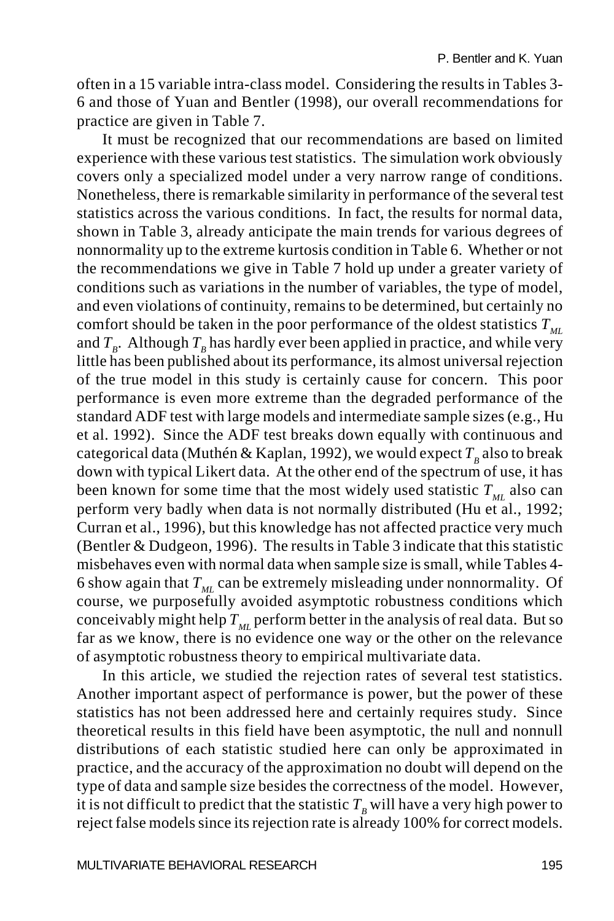often in a 15 variable intra-class model. Considering the results in Tables 3-6 and those of Yuan and Bentler (1998), our overall recommendations for practice are given in Table 7.

It must be recognized that our recommendations are based on limited experience with these various test statistics. The simulation work obviously covers only a specialized model under a very narrow range of conditions. Nonetheless, there is remarkable similarity in performance of the several test statistics across the various conditions. In fact, the results for normal data, shown in Table 3, already anticipate the main trends for various degrees of nonnormality up to the extreme kurtosis condition in Table 6. Whether or not the recommendations we give in Table 7 hold up under a greater variety of conditions such as variations in the number of variables, the type of model, and even violations of continuity, remains to be determined, but certainly no comfort should be taken in the poor performance of the oldest statistics $T_{ML}$ and $T_B$. Although $T_B$ has hardly ever been applied in practice, and while very little has been published about its performance, its almost universal rejection of the true model in this study is certainly cause for concern. This poor performance is even more extreme than the degraded performance of the standard ADF test with large models and intermediate sample sizes (e.g., Hu et al. 1992). Since the ADF test breaks down equally with continuous and categorical data (Muthén & Kaplan, 1992), we would expect $T_B$ also to break down with typical Likert data. At the other end of the spectrum of use, it has been known for some time that the most widely used statistic $T_{ML}$ also can perform very badly when data is not normally distributed (Hu et al., 1992; Curran et al., 1996), but this knowledge has not affected practice very much (Bentler & Dudgeon, 1996). The results in Table 3 indicate that this statistic misbehaves even with normal data when sample size is small, while Tables 4-6 show again that $T_{ML}$ can be extremely misleading under nonnormality. Of course, we purposefully avoided asymptotic robustness conditions which conceivably might help $T_{ML}$ perform better in the analysis of real data. But so far as we know, there is no evidence one way or the other on the relevance of asymptotic robustness theory to empirical multivariate data.

In this article, we studied the rejection rates of several test statistics. Another important aspect of performance is power, but the power of these statistics has not been addressed here and certainly requires study. Since theoretical results in this field have been asymptotic, the null and nonnull distributions of each statistic studied here can only be approximated in practice, and the accuracy of the approximation no doubt will depend on the type of data and sample size besides the correctness of the model. However, it is not difficult to predict that the statistic $T_B$ will have a very high power to reject false models since its rejection rate is already 100% for correct models.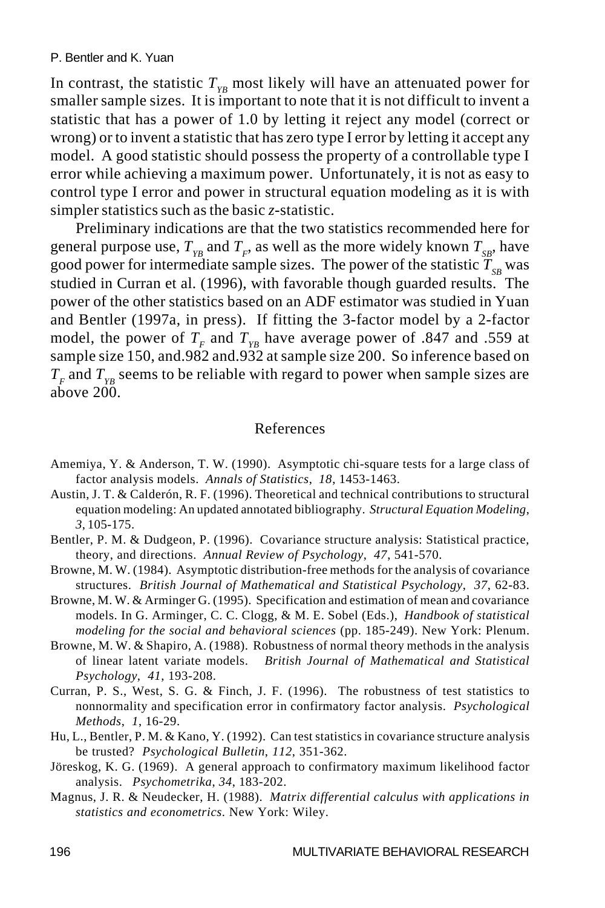In contrast, the statistic $T_{YB}$ most likely will have an attenuated power for smaller sample sizes. It is important to note that it is not difficult to invent a statistic that has a power of 1.0 by letting it reject any model (correct or wrong) or to invent a statistic that has zero type I error by letting it accept any model. A good statistic should possess the property of a controllable type I error while achieving a maximum power. Unfortunately, it is not as easy to control type I error and power in structural equation modeling as it is with simpler statistics such as the basic *z*-statistic.

Preliminary indications are that the two statistics recommended here for general purpose use, $T_{YB}$ and $T_F$, as well as the more widely known $T_{SB}$, have good power for intermediate sample sizes. The power of the statistic $T_{SB}$ was studied in Curran et al. (1996), with favorable though guarded results. The power of the other statistics based on an ADF estimator was studied in Yuan and Bentler (1997a, in press). If fitting the 3-factor model by a 2-factor model, the power of $T_F$ and $T_{YB}$ have average power of .847 and .559 at sample size 150, and.982 and.932 at sample size 200. So inference based on $T_F$ and $T_{YB}$ seems to be reliable with regard to power when sample sizes are above 200.

## References

Amemiya, Y. & Anderson, T. W. (1990). Asymptotic chi-square tests for a large class of factor analysis models. *Annals of Statistics*, *18*, 1453-1463.

Austin, J. T. & Calderón, R. F. (1996). Theoretical and technical contributions to structural equation modeling: An updated annotated bibliography. *Structural Equation Modeling*, *3*, 105-175.

Bentler, P. M. & Dudgeon, P. (1996). Covariance structure analysis: Statistical practice, theory, and directions. *Annual Review of Psychology*, *47*, 541-570.

Browne, M. W. (1984). Asymptotic distribution-free methods for the analysis of covariance structures. *British Journal of Mathematical and Statistical Psychology*, *37*, 62-83.

Browne, M. W. & Arminger G. (1995). Specification and estimation of mean and covariance models. In G. Arminger, C. C. Clogg, & M. E. Sobel (Eds.), *Handbook of statistical modeling for the social and behavioral sciences* (pp. 185-249). New York: Plenum.

Browne, M. W. & Shapiro, A. (1988). Robustness of normal theory methods in the analysis of linear latent variate models. *British Journal of Mathematical and Statistical Psychology*, *41*, 193-208.

Curran, P. S., West, S. G. & Finch, J. F. (1996). The robustness of test statistics to nonnormality and specification error in confirmatory factor analysis. *Psychological Methods*, *1*, 16-29.

Hu, L., Bentler, P. M. & Kano, Y. (1992). Can test statistics in covariance structure analysis be trusted? *Psychological Bulletin*, *112*, 351-362.

Jöreskog, K. G. (1969). A general approach to confirmatory maximum likelihood factor analysis. *Psychometrika*, *34*, 183-202.

Magnus, J. R. & Neudecker, H. (1988). *Matrix differential calculus with applications in statistics and econometrics*. New York: Wiley.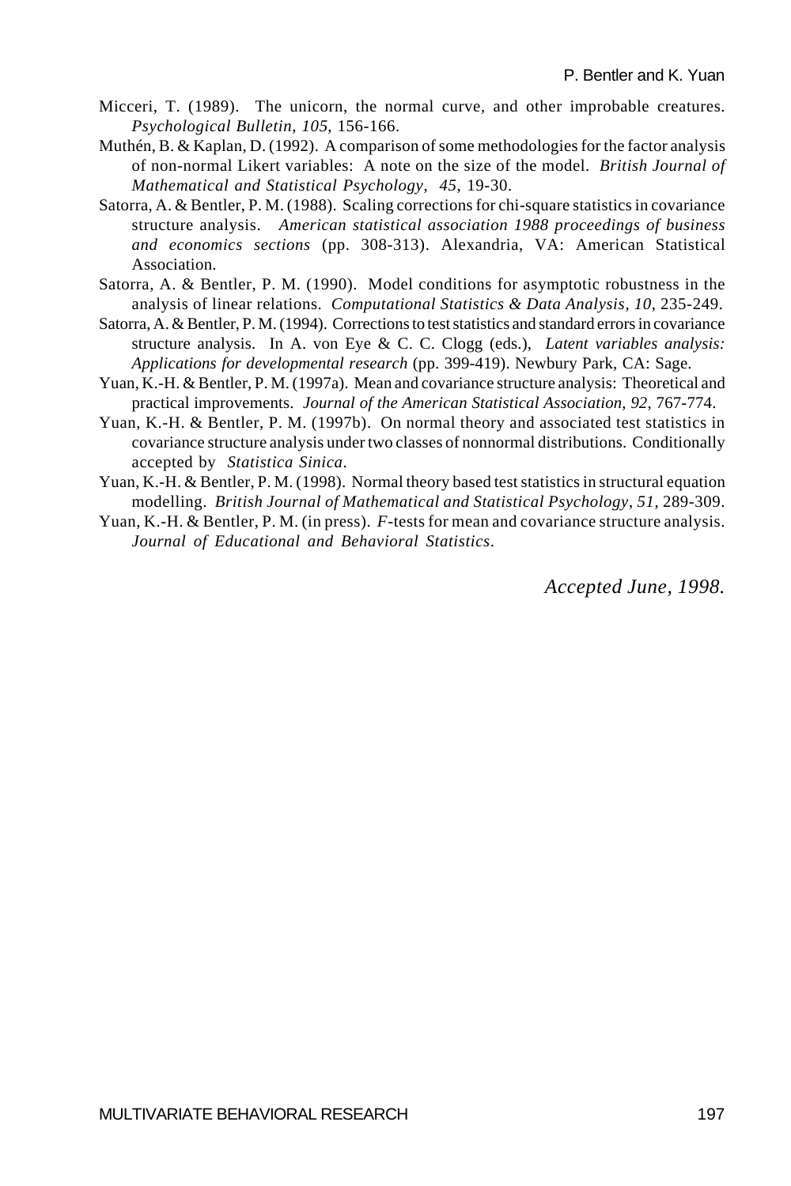Micceri, T. (1989). The unicorn, the normal curve, and other improbable creatures. *Psychological Bulletin, 105,* 156-166.

Muthén, B. & Kaplan, D. (1992). A comparison of some methodologies for the factor analysis of non-normal Likert variables: A note on the size of the model. *British Journal of Mathematical and Statistical Psychology*, *45*, 19-30.

Satorra, A. & Bentler, P. M. (1988). Scaling corrections for chi-square statistics in covariance structure analysis. *American statistical association 1988 proceedings of business and economics sections* (pp. 308-313). Alexandria, VA: American Statistical Association.

Satorra, A. & Bentler, P. M. (1990). Model conditions for asymptotic robustness in the analysis of linear relations. *Computational Statistics & Data Analysis*, *10*, 235-249.

Satorra, A. & Bentler, P. M. (1994). Corrections to test statistics and standard errors in covariance structure analysis. In A. von Eye & C. C. Clogg (eds.), *Latent variables analysis: Applications for developmental research* (pp. 399-419). Newbury Park, CA: Sage.

Yuan, K.-H. & Bentler, P. M. (1997a). Mean and covariance structure analysis: Theoretical and practical improvements. *Journal of the American Statistical Association*, *92*, 767-774.

Yuan, K.-H. & Bentler, P. M. (1997b). On normal theory and associated test statistics in covariance structure analysis under two classes of nonnormal distributions. Conditionally accepted by *Statistica Sinica*.

Yuan, K.-H. & Bentler, P. M. (1998). Normal theory based test statistics in structural equation modelling. *British Journal of Mathematical and Statistical Psychology*, *51*, 289-309.

Yuan, K.-H. & Bentler, P. M. (in press). *F*-tests for mean and covariance structure analysis. *Journal of Educational and Behavioral Statistics*.

*Accepted June, 1998.*